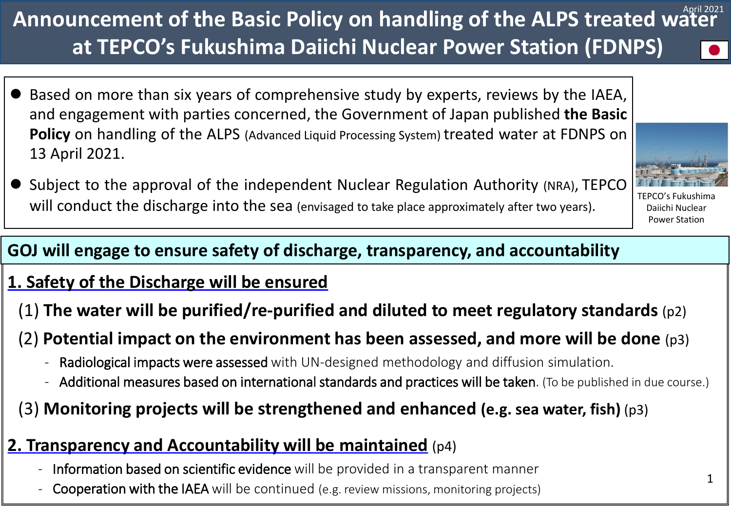April 2021

# Announcement of the Basic Policy on handling of the ALPS treated water at TEPCO's Fukushima Daiichi Nuclear Power Station (FDNPS)

- Based on more than six years of comprehensive study by experts, reviews by the IAEA, and engagement with parties concerned, the Government of Japan published **the Basic Policy** on handling of the ALPS (Advanced Liquid Processing System) treated water at FDNPS on 13 April 2021.
- Subject to the approval of the independent Nuclear Regulation Authority (NRA), TEPCO will conduct the discharge into the sea (envisaged to take place approximately after two years).

TEPCO's Fukushima Daiichi Nuclear Power Station

## GOJ will engage to ensure safety of discharge, transparency, and accountability

### 1. Safety of the Discharge will be ensured

(1) **The water will be purified/re-purified and diluted to meet regulatory standards** (p2)

(2) **Potential impact on the environment has been assessed, and more will be done** (p3)

- Radiological impacts were assessed with UN-designed methodology and diffusion simulation.
- Additional measures based on international standards and practices will be taken. (To be published in due course.)

(3) **Monitoring projects will be strengthened and enhanced (e.g. sea water, fish)** (p3)

### 2. Transparency and Accountability will be maintained (p4)

- Information based on scientific evidence will be provided in a transparent manner
- Cooperation with the IAEA will be continued (e.g. review missions, monitoring projects)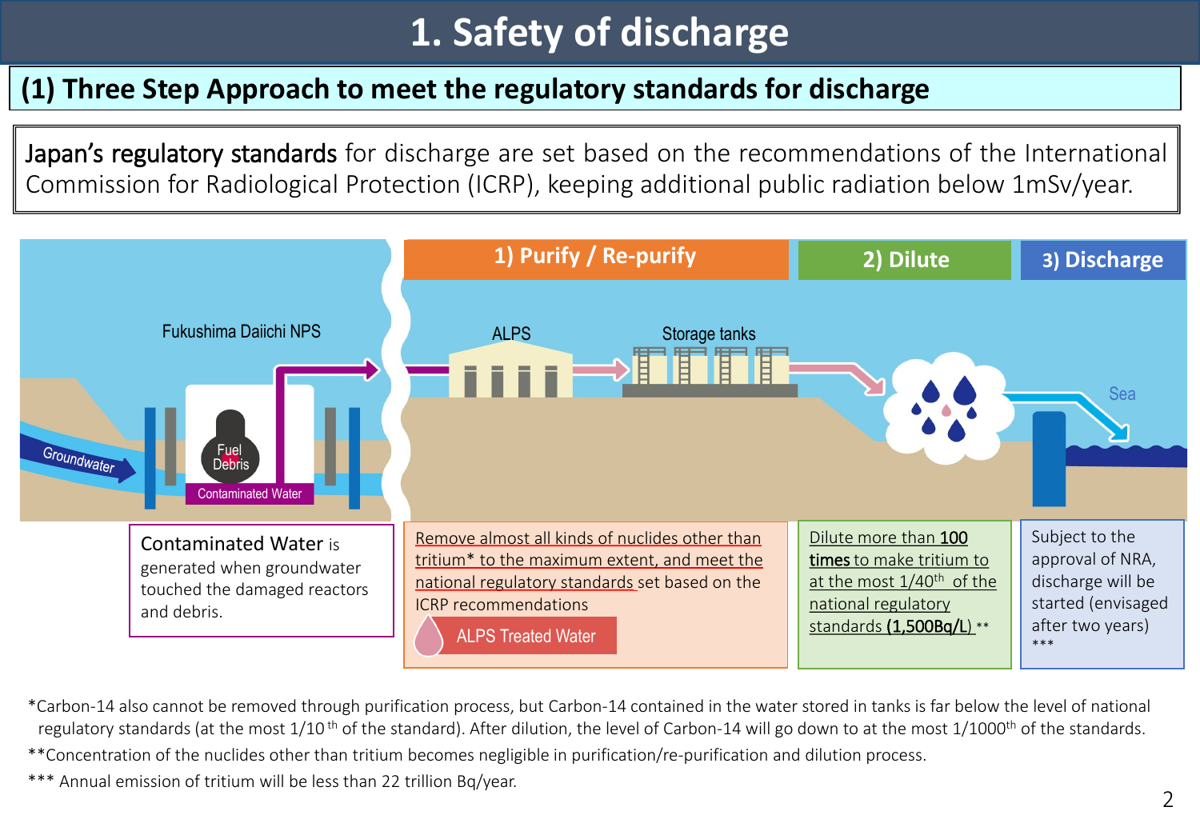# 1. Safety of discharge

## (1) Three Step Approach to meet the regulatory standards for discharge

**Japan's regulatory standards** for discharge are set based on the recommendations of the International Commission for Radiological Protection (ICRP), keeping additional public radiation below 1mSv/year.

Fukushima Daiichi NPS

Groundwater

Fuel Debris

Contaminated Water

**1) Purify / Re-purify**

ALPS

Storage tanks

**2) Dilute**

**3) Discharge**

Sea

**Contaminated Water** is generated when groundwater touched the damaged reactors and debris.

Remove almost all kinds of nuclides other than tritium* to the maximum extent, and meet the national regulatory standards set based on the ICRP recommendations

ALPS Treated Water

Dilute more than **100 times** to make tritium to at the most 1/40th of the national regulatory standards **(1,500Bq/L)** **

Subject to the approval of NRA, discharge will be started (envisaged after two years) ***

*Carbon-14 also cannot be removed through purification process, but Carbon-14 contained in the water stored in tanks is far below the level of national regulatory standards (at the most 1/10th of the standard). After dilution, the level of Carbon-14 will go down to at the most 1/1000th of the standards.

**Concentration of the nuclides other than tritium becomes negligible in purification/re-purification and dilution process.

*** Annual emission of tritium will be less than 22 trillion Bq/year.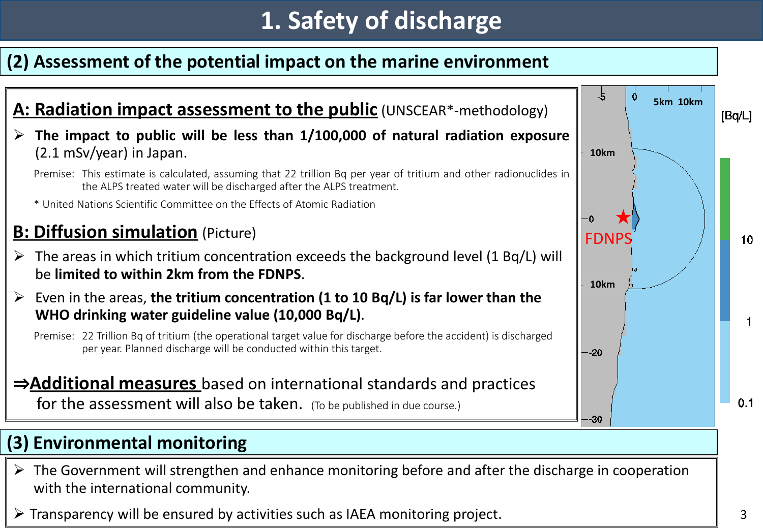# 1. Safety of discharge

## (2) Assessment of the potential impact on the marine environment

### A: Radiation impact assessment to the public (UNSCEAR*-methodology)

- **The impact to public will be less than 1/100,000 of natural radiation exposure** (2.1 mSv/year) in Japan.

Premise: This estimate is calculated, assuming that 22 trillion Bq per year of tritium and other radionuclides in the ALPS treated water will be discharged after the ALPS treatment.

* United Nations Scientific Committee on the Effects of Atomic Radiation

### B: Diffusion simulation (Picture)

- The areas in which tritium concentration exceeds the background level (1 Bq/L) will be **limited to within 2km from the FDNPS**.
- Even in the areas, **the tritium concentration (1 to 10 Bq/L) is far lower than the WHO drinking water guideline value (10,000 Bq/L)**.

Premise: 22 Trillion Bq of tritium (the operational target value for discharge before the accident) is discharged per year. Planned discharge will be conducted within this target.

⇒**Additional measures** based on international standards and practices for the assessment will also be taken. (To be published in due course.)

## (3) Environmental monitoring

- The Government will strengthen and enhance monitoring before and after the discharge in cooperation with the international community.
- Transparency will be ensured by activities such as IAEA monitoring project.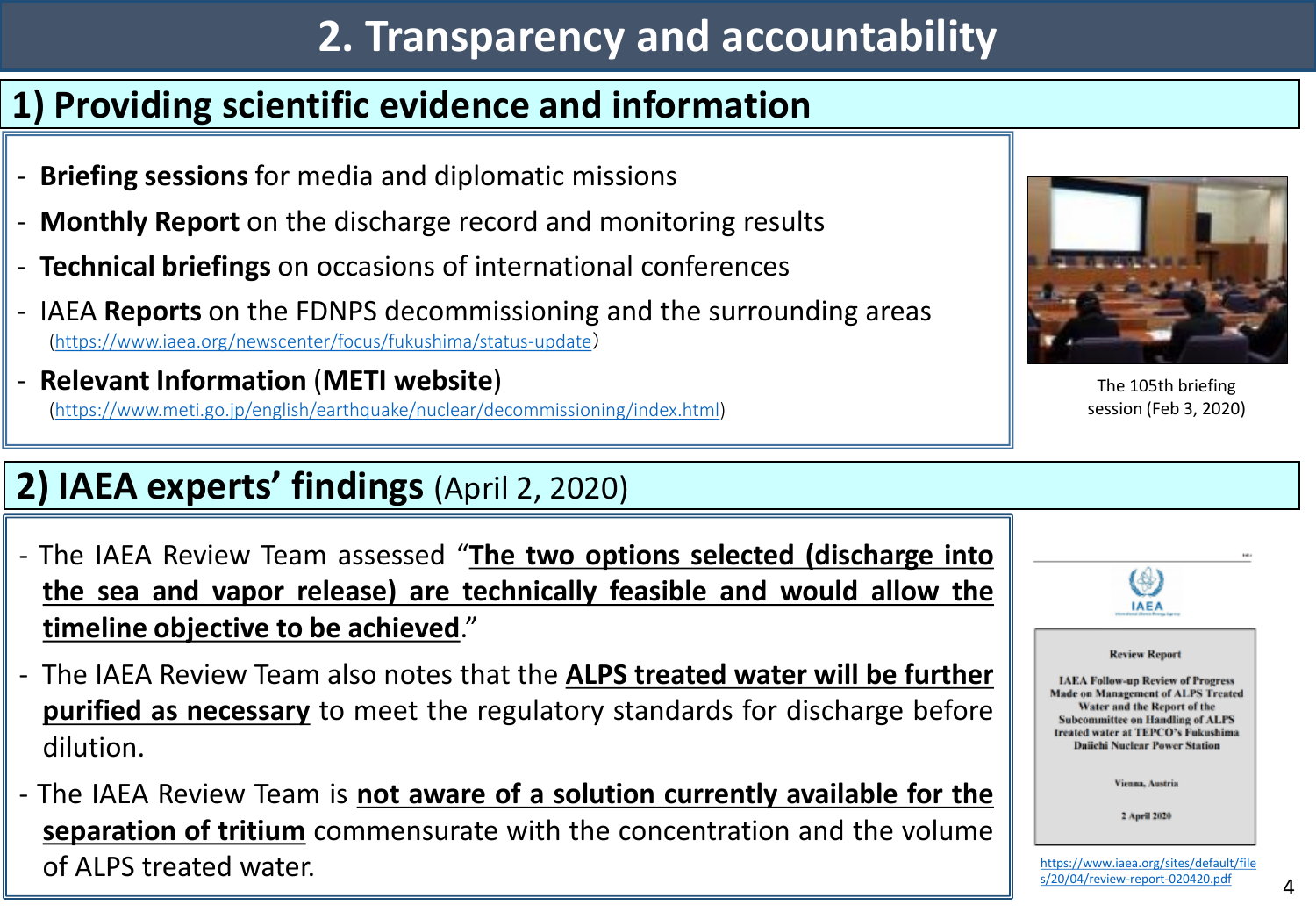# 2. Transparency and accountability

## 1) Providing scientific evidence and information

- **Briefing sessions** for media and diplomatic missions
- **Monthly Report** on the discharge record and monitoring results
- **Technical briefings** on occasions of international conferences
- IAEA **Reports** on the FDNPS decommissioning and the surrounding areas (https://www.iaea.org/newscenter/focus/fukushima/status-update)
- **Relevant Information** (**METI website**) (https://www.meti.go.jp/english/earthquake/nuclear/decommissioning/index.html)

The 105th briefing session (Feb 3, 2020)

## 2) IAEA experts' findings (April 2, 2020)

- The IAEA Review Team assessed "**The two options selected (discharge into the sea and vapor release) are technically feasible and would allow the timeline objective to be achieved**."
- The IAEA Review Team also notes that the **ALPS treated water will be further purified as necessary** to meet the regulatory standards for discharge before dilution.
- The IAEA Review Team is **not aware of a solution currently available for the separation of tritium** commensurate with the concentration and the volume of ALPS treated water.

IAEA

Review Report

IAEA Follow-up Review of Progress Made on Management of ALPS Treated Water and the Report of the Subcommittee on Handling of ALPS treated water at TEPCO's Fukushima Daiichi Nuclear Power Station

Vienna, Austria

2 April 2020

https://www.iaea.org/sites/default/files/20/04/review-report-020420.pdf